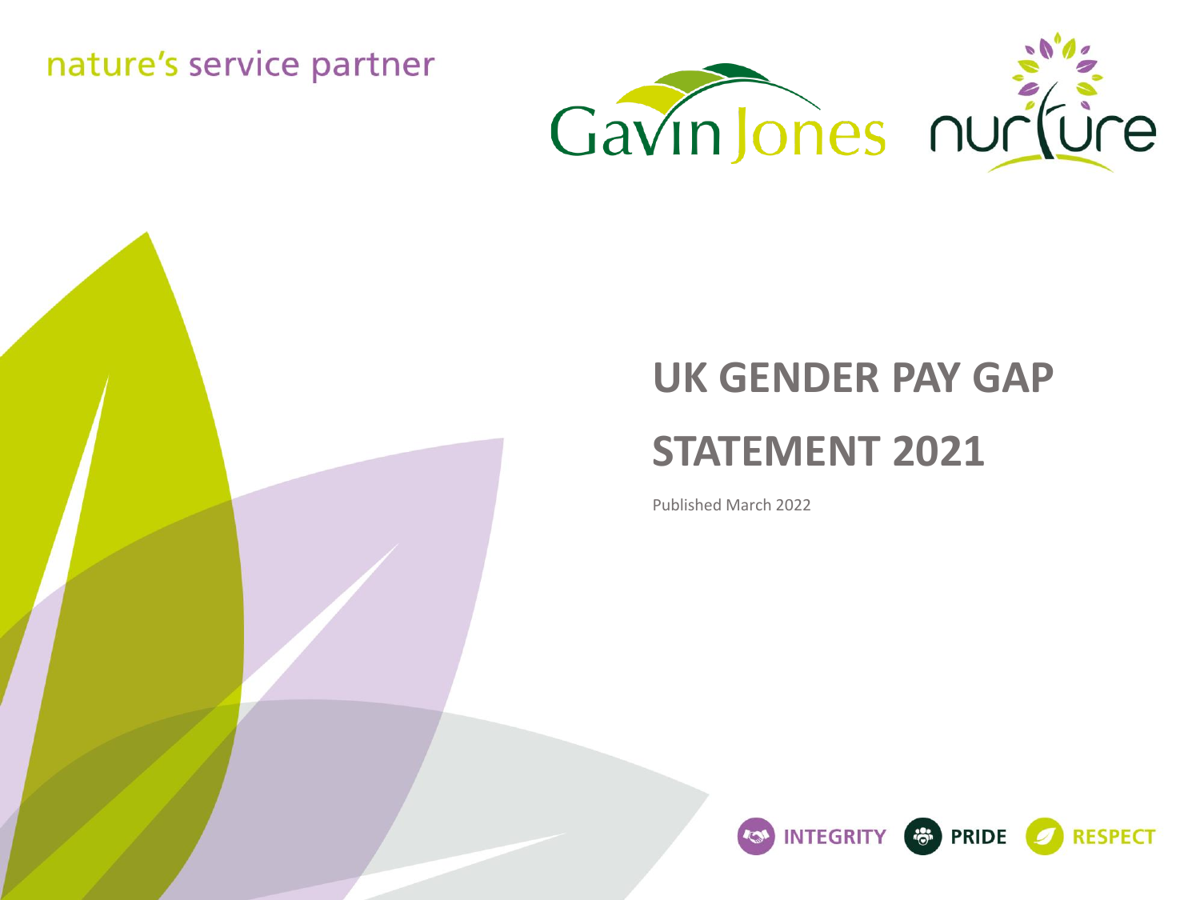nature's service partner

Gavin Jones nurture

# UK GENDER PAY GAP STATEMENT 2021

Published March 2022

INTEGRITY PRIDE RESPECT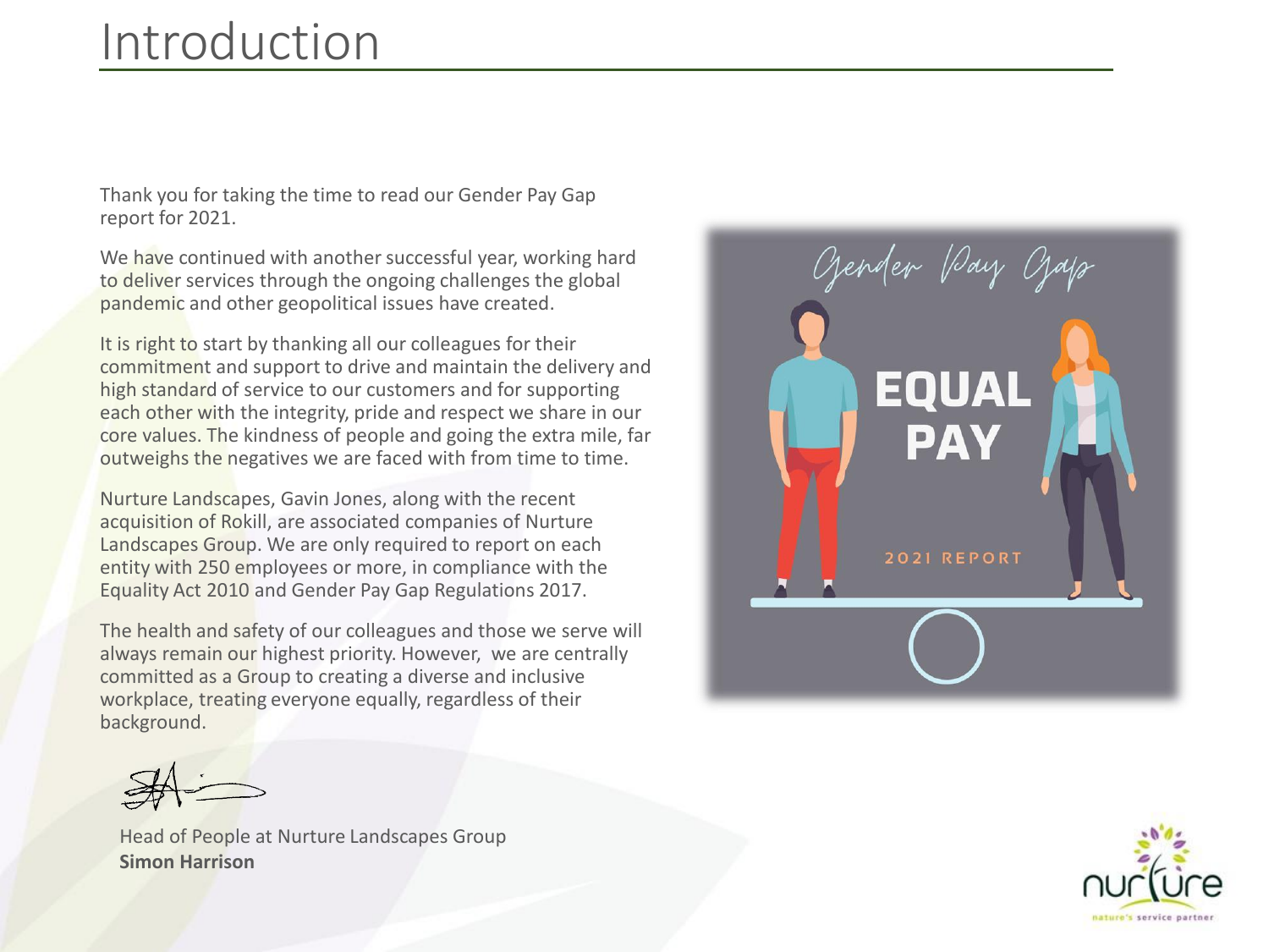# Introduction

Thank you for taking the time to read our Gender Pay Gap report for 2021.

We have continued with another successful year, working hard to deliver services through the ongoing challenges the global pandemic and other geopolitical issues have created.

It is right to start by thanking all our colleagues for their commitment and support to drive and maintain the delivery and high standard of service to our customers and for supporting each other with the integrity, pride and respect we share in our core values. The kindness of people and going the extra mile, far outweighs the negatives we are faced with from time to time.

Nurture Landscapes, Gavin Jones, along with the recent acquisition of Rokill, are associated companies of Nurture Landscapes Group. We are only required to report on each entity with 250 employees or more, in compliance with the Equality Act 2010 and Gender Pay Gap Regulations 2017.

The health and safety of our colleagues and those we serve will always remain our highest priority. However, we are centrally committed as a Group to creating a diverse and inclusive workplace, treating everyone equally, regardless of their background.

Head of People at Nurture Landscapes Group
**Simon Harrison**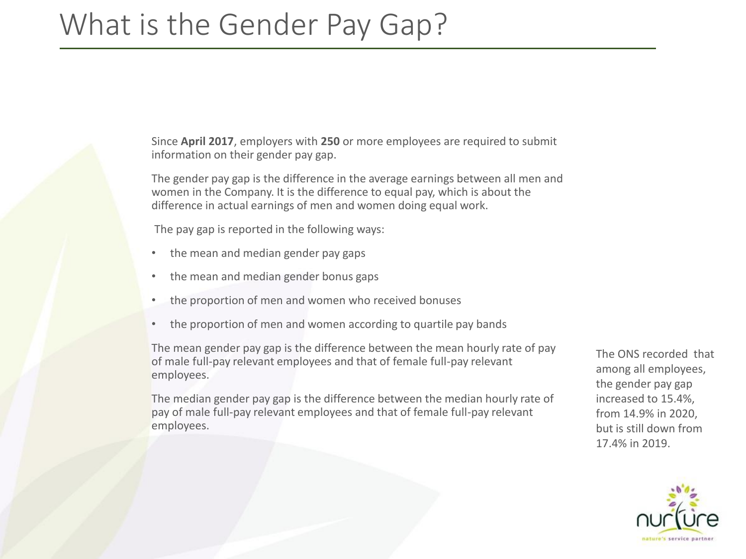# What is the Gender Pay Gap?

Since **April 2017**, employers with **250** or more employees are required to submit information on their gender pay gap.

The gender pay gap is the difference in the average earnings between all men and women in the Company. It is the difference to equal pay, which is about the difference in actual earnings of men and women doing equal work.

The pay gap is reported in the following ways:

- the mean and median gender pay gaps
- the mean and median gender bonus gaps
- the proportion of men and women who received bonuses
- the proportion of men and women according to quartile pay bands

The mean gender pay gap is the difference between the mean hourly rate of pay of male full-pay relevant employees and that of female full-pay relevant employees.

The median gender pay gap is the difference between the median hourly rate of pay of male full-pay relevant employees and that of female full-pay relevant employees.

The ONS recorded that among all employees, the gender pay gap increased to 15.4%, from 14.9% in 2020, but is still down from 17.4% in 2019.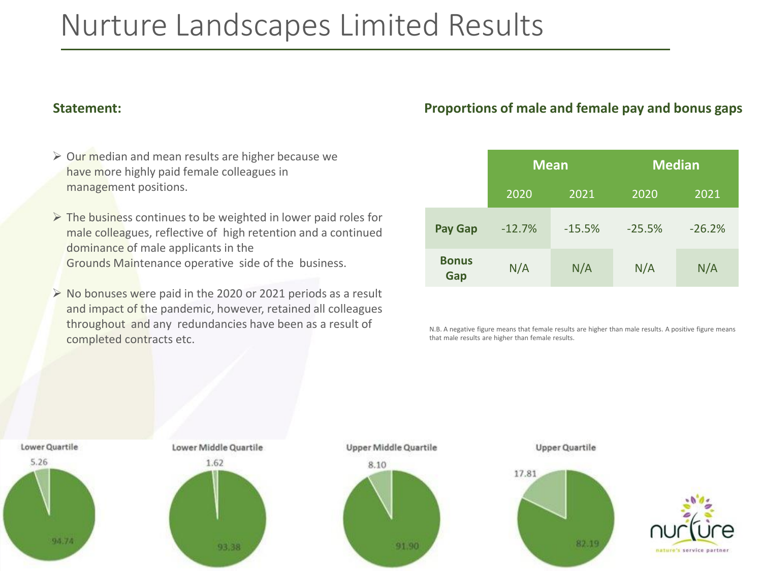# Nurture Landscapes Limited Results

## Statement:

- Our median and mean results are higher because we have more highly paid female colleagues in management positions.
- The business continues to be weighted in lower paid roles for male colleagues, reflective of high retention and a continued dominance of male applicants in the Grounds Maintenance operative side of the business.
- No bonuses were paid in the 2020 or 2021 periods as a result and impact of the pandemic, however, retained all colleagues throughout and any redundancies have been as a result of completed contracts etc.

## Proportions of male and female pay and bonus gaps

| | Mean | | Median | |
|---|---|---|---|---|
| | 2020 | 2021 | 2020 | 2021 |
| **Pay Gap** | -12.7% | -15.5% | -25.5% | -26.2% |
| **Bonus Gap** | N/A | N/A | N/A | N/A |

N.B. A negative figure means that female results are higher than male results. A positive figure means that male results are higher than female results.

**Lower Quartile**

5.26

94.74

**Lower Middle Quartile**

1.62

93.38

**Upper Middle Quartile**

8.10

91.90

**Upper Quartile**

17.81

82.19

nurture
nature's service partner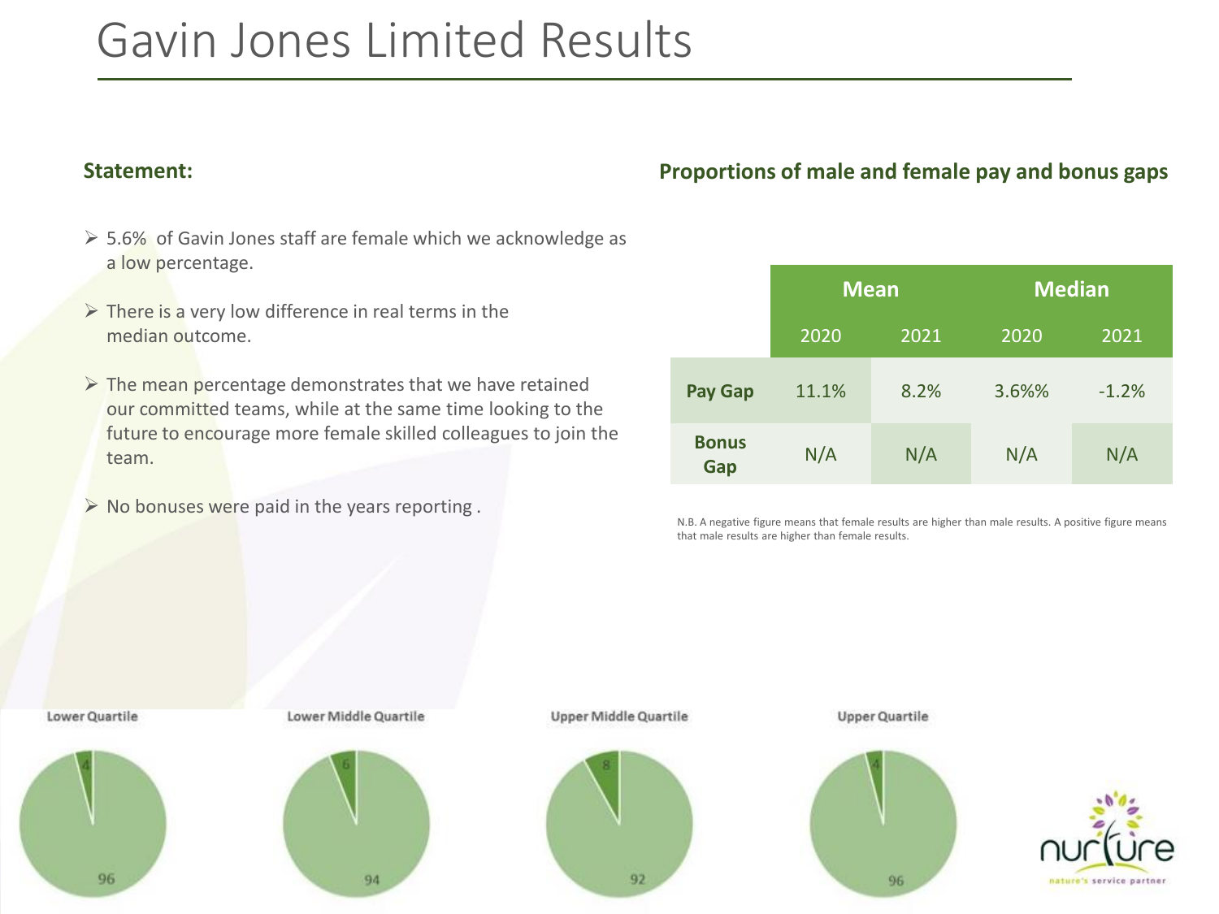# Gavin Jones Limited Results

### Statement:

- 5.6% of Gavin Jones staff are female which we acknowledge as a low percentage.
- There is a very low difference in real terms in the median outcome.
- The mean percentage demonstrates that we have retained our committed teams, while at the same time looking to the future to encourage more female skilled colleagues to join the team.
- No bonuses were paid in the years reporting .

### Proportions of male and female pay and bonus gaps

| | Mean | | Median | |
|---|---|---|---|---|
| | 2020 | 2021 | 2020 | 2021 |
| **Pay Gap** | 11.1% | 8.2% | 3.6%% | -1.2% |
| **Bonus Gap** | N/A | N/A | N/A | N/A |

N.B. A negative figure means that female results are higher than male results. A positive figure means that male results are higher than female results.

| | Lower Quartile | Lower Middle Quartile | Upper Middle Quartile | Upper Quartile |
|---|---|---|---|---|
| Female | 4 | 6 | 8 | 4 |
| Male | 96 | 94 | 92 | 96 |

nurture nature's service partner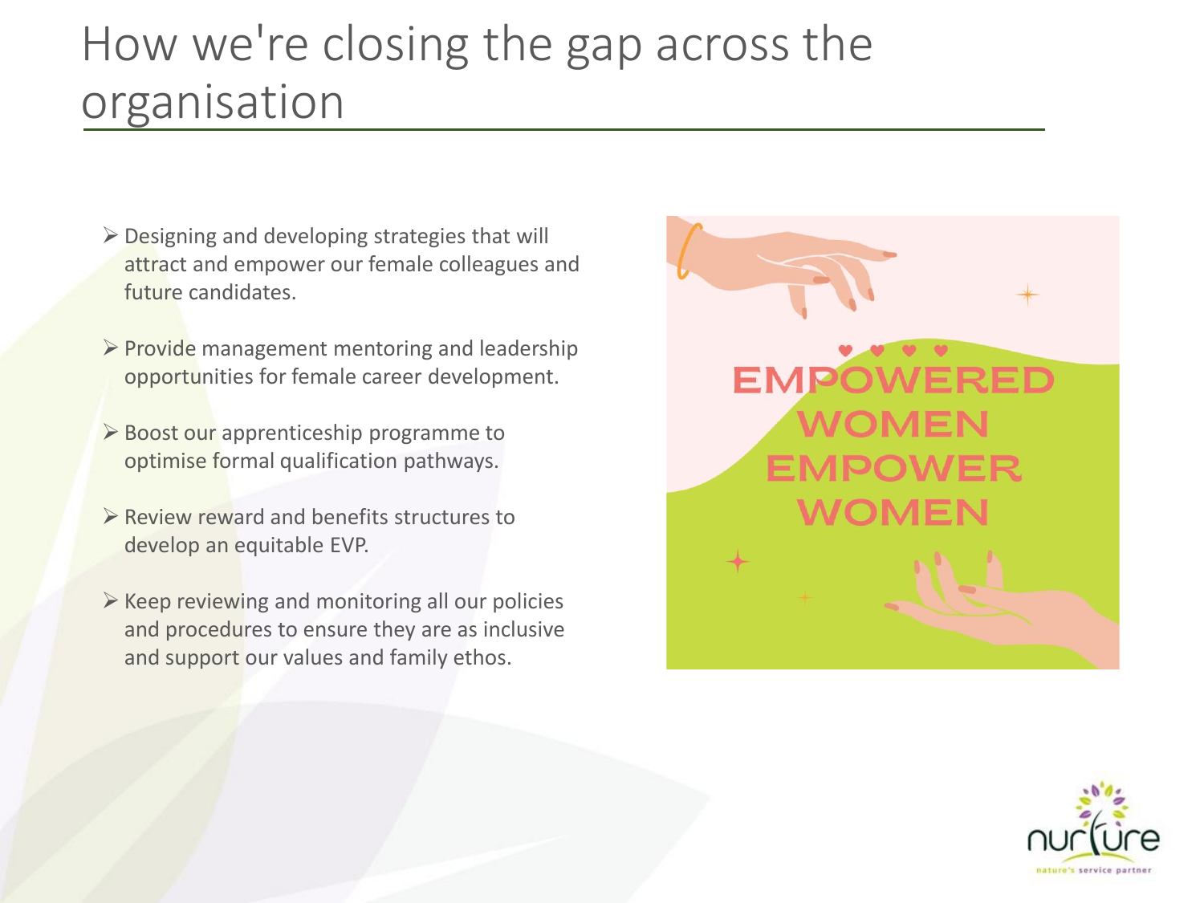# How we're closing the gap across the organisation

- Designing and developing strategies that will attract and empower our female colleagues and future candidates.
- Provide management mentoring and leadership opportunities for female career development.
- Boost our apprenticeship programme to optimise formal qualification pathways.
- Review reward and benefits structures to develop an equitable EVP.
- Keep reviewing and monitoring all our policies and procedures to ensure they are as inclusive and support our values and family ethos.

EMPOWERED WOMEN EMPOWER WOMEN